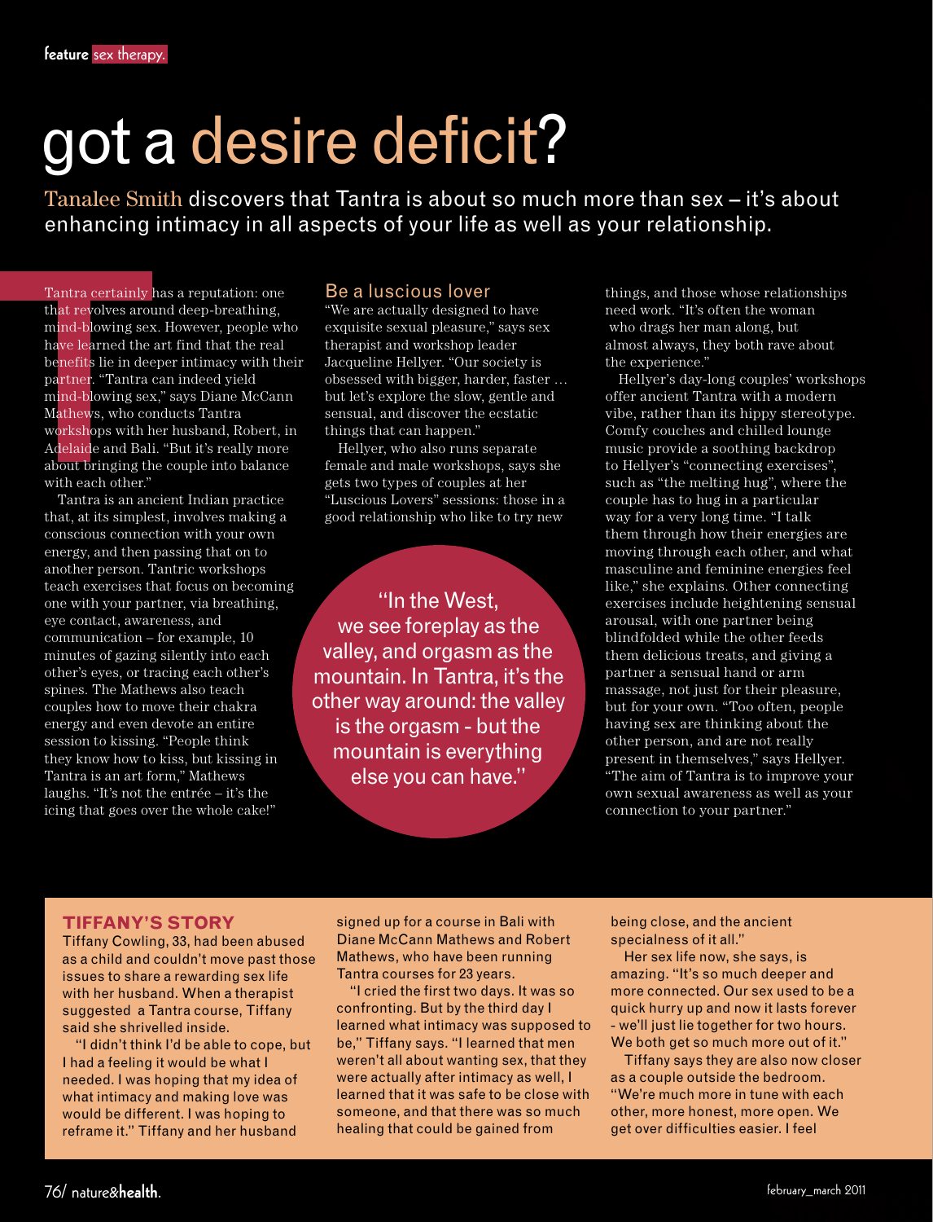feature sex therapy.

# got a desire deficit?

Tanalee Smith discovers that Tantra is about so much more than sex – it's about enhancing intimacy in all aspects of your life as well as your relationship.

Tantra certainly has a reputation: one that revolves around deep-breathing, mind-blowing sex. However, people who have learned the art find that the real benefits lie in deeper intimacy with their partner. "Tantra can indeed yield mind-blowing sex," says Diane McCann Mathews, who conducts Tantra workshops with her husband, Robert, in Adelaide and Bali. "But it's really more about bringing the couple into balance with each other."

Tantra is an ancient Indian practice that, at its simplest, involves making a conscious connection with your own energy, and then passing that on to another person. Tantric workshops teach exercises that focus on becoming one with your partner, via breathing, eye contact, awareness, and communication – for example, 10 minutes of gazing silently into each other's eyes, or tracing each other's spines. The Mathews also teach couples how to move their chakra energy and even devote an entire session to kissing. "People think they know how to kiss, but kissing in Tantra is an art form," Mathews laughs. "It's not the entrée – it's the icing that goes over the whole cake!"

## Be a luscious lover

"We are actually designed to have exquisite sexual pleasure," says sex therapist and workshop leader Jacqueline Hellyer. "Our society is obsessed with bigger, harder, faster … but let's explore the slow, gentle and sensual, and discover the ecstatic things that can happen."

Hellyer, who also runs separate female and male workshops, says she gets two types of couples at her "Luscious Lovers" sessions: those in a good relationship who like to try new things, and those whose relationships need work. "It's often the woman who drags her man along, but almost always, they both rave about the experience."

> "In the West, we see foreplay as the valley, and orgasm as the mountain. In Tantra, it's the other way around: the valley is the orgasm - but the mountain is everything else you can have."

Hellyer's day-long couples' workshops offer ancient Tantra with a modern vibe, rather than its hippy stereotype. Comfy couches and chilled lounge music provide a soothing backdrop to Hellyer's "connecting exercises", such as "the melting hug", where the couple has to hug in a particular way for a very long time. "I talk them through how their energies are moving through each other, and what masculine and feminine energies feel like," she explains. Other connecting exercises include heightening sensual arousal, with one partner being blindfolded while the other feeds them delicious treats, and giving a partner a sensual hand or arm massage, not just for their pleasure, but for your own. "Too often, people having sex are thinking about the other person, and are not really present in themselves," says Hellyer. "The aim of Tantra is to improve your own sexual awareness as well as your connection to your partner."

### TIFFANY'S STORY

Tiffany Cowling, 33, had been abused as a child and couldn't move past those issues to share a rewarding sex life with her husband. When a therapist suggested a Tantra course, Tiffany said she shrivelled inside.

"I didn't think I'd be able to cope, but I had a feeling it would be what I needed. I was hoping that my idea of what intimacy and making love was would be different. I was hoping to reframe it." Tiffany and her husband signed up for a course in Bali with Diane McCann Mathews and Robert Mathews, who have been running Tantra courses for 23 years.

"I cried the first two days. It was so confronting. But by the third day I learned what intimacy was supposed to be," Tiffany says. "I learned that men weren't all about wanting sex, that they were actually after intimacy as well, I learned that it was safe to be close with someone, and that there was so much healing that could be gained from being close, and the ancient specialness of it all."

Her sex life now, she says, is amazing. "It's so much deeper and more connected. Our sex used to be a quick hurry up and now it lasts forever - we'll just lie together for two hours. We both get so much more out of it."

Tiffany says they are also now closer as a couple outside the bedroom. "We're much more in tune with each other, more honest, more open. We get over difficulties easier. I feel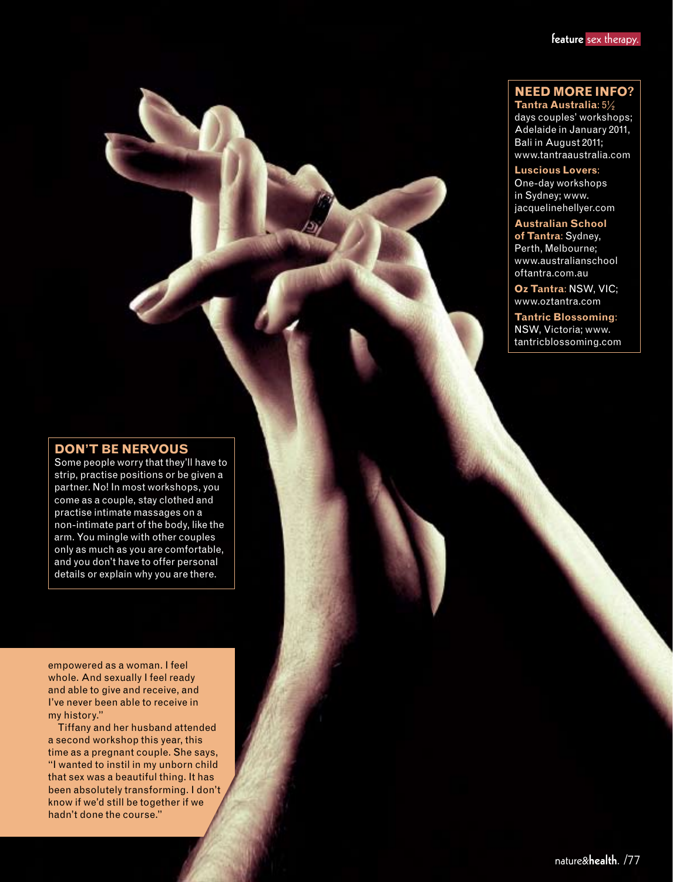empowered as a woman. I feel whole. And sexually I feel ready and able to give and receive, and I've never been able to receive in my history."

Tiffany and her husband attended a second workshop this year, this time as a pregnant couple. She says, "I wanted to instil in my unborn child that sex was a beautiful thing. It has been absolutely transforming. I don't know if we'd still be together if we hadn't done the course."

## DON'T BE NERVOUS

Some people worry that they'll have to strip, practise positions or be given a partner. No! In most workshops, you come as a couple, stay clothed and practise intimate massages on a non-intimate part of the body, like the arm. You mingle with other couples only as much as you are comfortable, and you don't have to offer personal details or explain why you are there.

## NEED MORE INFO?

**Tantra Australia**: 5½ days couples' workshops; Adelaide in January 2011, Bali in August 2011; www.tantraaustralia.com

**Luscious Lovers**: One-day workshops in Sydney; www.jacquelinehellyer.com

**Australian School of Tantra**: Sydney, Perth, Melbourne; www.australianschooloftantra.com.au

**Oz Tantra**: NSW, VIC; www.oztantra.com

**Tantric Blossoming**: NSW, Victoria; www.tantricblossoming.com